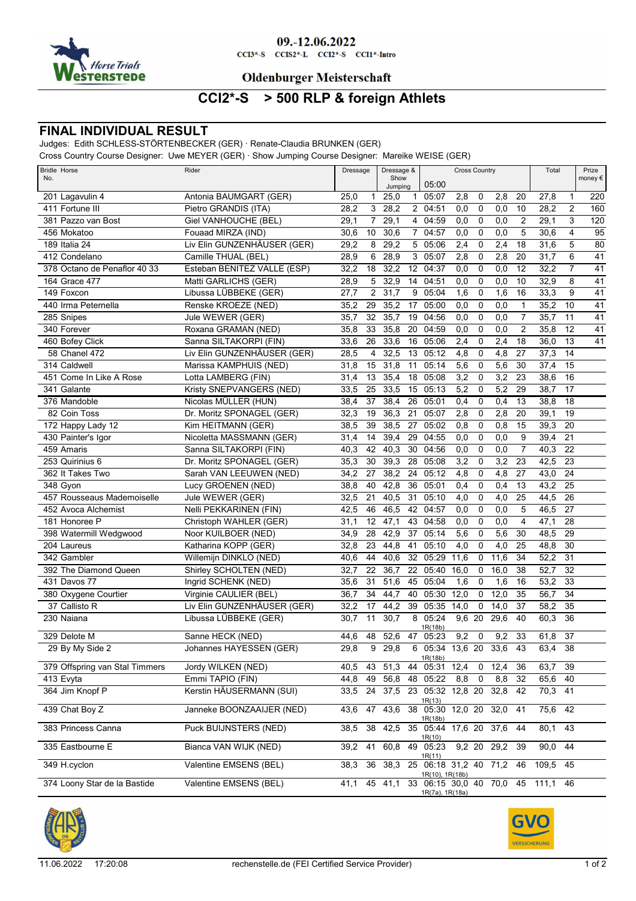09.-12.06.2022

CCI3*-S CCIS2*-L CCI2*-S CCI1*-Intro

Oldenburger Meisterschaft

# CCI2*-S > 500 RLP & foreign Athlets

## FINAL INDIVIDUAL RESULT

Judges: Edith SCHLESS-STÖRTENBECKER (GER) · Renate-Claudia BRUNKEN (GER)

Cross Country Course Designer: Uwe MEYER (GER) · Show Jumping Course Designer: Mareike WEISE (GER)

| Bridle No. | Horse | Rider | Dressage | | Dressage & Show Jumping | | Cross Country 05:00 | | | | | Total | | Prize money € |
|---|---|---|---|---|---|---|---|---|---|---|---|---|---|---|
| 201 | Lagavulin 4 | Antonia BAUMGART (GER) | 25,0 | 1 | 25,0 | 1 | 05:07 | 2,8 | 0 | 2,8 | 20 | 27,8 | 1 | 220 |
| 411 | Fortune III | Pietro GRANDIS (ITA) | 28,2 | 3 | 28,2 | 2 | 04:51 | 0,0 | 0 | 0,0 | 10 | 28,2 | 2 | 160 |
| 381 | Pazzo van Bost | Giel VANHOUCHE (BEL) | 29,1 | 7 | 29,1 | 4 | 04:59 | 0,0 | 0 | 0,0 | 2 | 29,1 | 3 | 120 |
| 456 | Mokatoo | Fouaad MIRZA (IND) | 30,6 | 10 | 30,6 | 7 | 04:57 | 0,0 | 0 | 0,0 | 5 | 30,6 | 4 | 95 |
| 189 | Italia 24 | Liv Elin GUNZENHÄUSER (GER) | 29,2 | 8 | 29,2 | 5 | 05:06 | 2,4 | 0 | 2,4 | 18 | 31,6 | 5 | 80 |
| 412 | Condelano | Camille THUAL (BEL) | 28,9 | 6 | 28,9 | 3 | 05:07 | 2,8 | 0 | 2,8 | 20 | 31,7 | 6 | 41 |
| 378 | Octano de Penaflor 40 33 | Esteban BENITEZ VALLE (ESP) | 32,2 | 18 | 32,2 | 12 | 04:37 | 0,0 | 0 | 0,0 | 12 | 32,2 | 7 | 41 |
| 164 | Grace 477 | Matti GARLICHS (GER) | 28,9 | 5 | 32,9 | 14 | 04:51 | 0,0 | 0 | 0,0 | 10 | 32,9 | 8 | 41 |
| 149 | Foxcon | Libussa LÜBBEKE (GER) | 27,7 | 2 | 31,7 | 9 | 05:04 | 1,6 | 0 | 1,6 | 16 | 33,3 | 9 | 41 |
| 440 | Irma Peternella | Renske KROEZE (NED) | 35,2 | 29 | 35,2 | 17 | 05:00 | 0,0 | 0 | 0,0 | 1 | 35,2 | 10 | 41 |
| 285 | Snipes | Jule WEWER (GER) | 35,7 | 32 | 35,7 | 19 | 04:56 | 0,0 | 0 | 0,0 | 7 | 35,7 | 11 | 41 |
| 340 | Forever | Roxana GRAMAN (NED) | 35,8 | 33 | 35,8 | 20 | 04:59 | 0,0 | 0 | 0,0 | 2 | 35,8 | 12 | 41 |
| 460 | Bofey Click | Sanna SILTAKORPI (FIN) | 33,6 | 26 | 33,6 | 16 | 05:06 | 2,4 | 0 | 2,4 | 18 | 36,0 | 13 | 41 |
| 58 | Chanel 472 | Liv Elin GUNZENHÄUSER (GER) | 28,5 | 4 | 32,5 | 13 | 05:12 | 4,8 | 0 | 4,8 | 27 | 37,3 | 14 | |
| 314 | Caldwell | Marissa KAMPHUIS (NED) | 31,8 | 15 | 31,8 | 11 | 05:14 | 5,6 | 0 | 5,6 | 30 | 37,4 | 15 | |
| 451 | Come In Like A Rose | Lotta LAMBERG (FIN) | 31,4 | 13 | 35,4 | 18 | 05:08 | 3,2 | 0 | 3,2 | 23 | 38,6 | 16 | |
| 341 | Galante | Kristy SNEPVANGERS (NED) | 33,5 | 25 | 33,5 | 15 | 05:13 | 5,2 | 0 | 5,2 | 29 | 38,7 | 17 | |
| 376 | Mandoble | Nicolas MÜLLER (HUN) | 38,4 | 37 | 38,4 | 26 | 05:01 | 0,4 | 0 | 0,4 | 13 | 38,8 | 18 | |
| 82 | Coin Toss | Dr. Moritz SPONAGEL (GER) | 32,3 | 19 | 36,3 | 21 | 05:07 | 2,8 | 0 | 2,8 | 20 | 39,1 | 19 | |
| 172 | Happy Lady 12 | Kim HEITMANN (GER) | 38,5 | 39 | 38,5 | 27 | 05:02 | 0,8 | 0 | 0,8 | 15 | 39,3 | 20 | |
| 430 | Painter's Igor | Nicoletta MASSMANN (GER) | 31,4 | 14 | 39,4 | 29 | 04:55 | 0,0 | 0 | 0,0 | 9 | 39,4 | 21 | |
| 459 | Amaris | Sanna SILTAKORPI (FIN) | 40,3 | 42 | 40,3 | 30 | 04:56 | 0,0 | 0 | 0,0 | 7 | 40,3 | 22 | |
| 253 | Quirinius 6 | Dr. Moritz SPONAGEL (GER) | 35,3 | 30 | 39,3 | 28 | 05:08 | 3,2 | 0 | 3,2 | 23 | 42,5 | 23 | |
| 362 | It Takes Two | Sarah VAN LEEUWEN (NED) | 34,2 | 27 | 38,2 | 24 | 05:12 | 4,8 | 0 | 4,8 | 27 | 43,0 | 24 | |
| 348 | Gyon | Lucy GROENEN (NED) | 38,8 | 40 | 42,8 | 36 | 05:01 | 0,4 | 0 | 0,4 | 13 | 43,2 | 25 | |
| 457 | Rousseaus Mademoiselle | Jule WEWER (GER) | 32,5 | 21 | 40,5 | 31 | 05:10 | 4,0 | 0 | 4,0 | 25 | 44,5 | 26 | |
| 452 | Avoca Alchemist | Nelli PEKKARINEN (FIN) | 42,5 | 46 | 46,5 | 42 | 04:57 | 0,0 | 0 | 0,0 | 5 | 46,5 | 27 | |
| 181 | Honoree P | Christoph WAHLER (GER) | 31,1 | 12 | 47,1 | 43 | 04:58 | 0,0 | 0 | 0,0 | 4 | 47,1 | 28 | |
| 398 | Watermill Wedgwood | Noor KUILBOER (NED) | 34,9 | 28 | 42,9 | 37 | 05:14 | 5,6 | 0 | 5,6 | 30 | 48,5 | 29 | |
| 204 | Laureus | Katharina KOPP (GER) | 32,8 | 23 | 44,8 | 41 | 05:10 | 4,0 | 0 | 4,0 | 25 | 48,8 | 30 | |
| 342 | Gambler | Willemijn DINKLO (NED) | 40,6 | 44 | 40,6 | 32 | 05:29 | 11,6 | 0 | 11,6 | 34 | 52,2 | 31 | |
| 392 | The Diamond Queen | Shirley SCHOLTEN (NED) | 32,7 | 22 | 36,7 | 22 | 05:40 | 16,0 | 0 | 16,0 | 38 | 52,7 | 32 | |
| 431 | Davos 77 | Ingrid SCHENK (NED) | 35,6 | 31 | 51,6 | 45 | 05:04 | 1,6 | 0 | 1,6 | 16 | 53,2 | 33 | |
| 380 | Oxygene Courtier | Virginie CAULIER (BEL) | 36,7 | 34 | 44,7 | 40 | 05:30 | 12,0 | 0 | 12,0 | 35 | 56,7 | 34 | |
| 37 | Callisto R | Liv Elin GUNZENHÄUSER (GER) | 32,2 | 17 | 44,2 | 39 | 05:35 | 14,0 | 0 | 14,0 | 37 | 58,2 | 35 | |
| 230 | Naiana | Libussa LÜBBEKE (GER) | 30,7 | 11 | 30,7 | 8 | 05:24 1R(18b) | 9,6 | 20 | 29,6 | 40 | 60,3 | 36 | |
| 329 | Delote M | Sanne HECK (NED) | 44,6 | 48 | 52,6 | 47 | 05:23 | 9,2 | 0 | 9,2 | 33 | 61,8 | 37 | |
| 29 | By My Side 2 | Johannes HAYESSEN (GER) | 29,8 | 9 | 29,8 | 6 | 05:34 1R(18b) | 13,6 | 20 | 33,6 | 43 | 63,4 | 38 | |
| 379 | Offspring van Stal Timmers | Jordy WILKEN (NED) | 40,5 | 43 | 51,3 | 44 | 05:31 | 12,4 | 0 | 12,4 | 36 | 63,7 | 39 | |
| 413 | Evyta | Emmi TAPIO (FIN) | 44,8 | 49 | 56,8 | 48 | 05:22 | 8,8 | 0 | 8,8 | 32 | 65,6 | 40 | |
| 364 | Jim Knopf P | Kerstin HÄUSERMANN (SUI) | 33,5 | 24 | 37,5 | 23 | 05:32 1R(13) | 12,8 | 20 | 32,8 | 42 | 70,3 | 41 | |
| 439 | Chat Boy Z | Janneke BOONZAAIJER (NED) | 43,6 | 47 | 43,6 | 38 | 05:30 1R(18b) | 12,0 | 20 | 32,0 | 41 | 75,6 | 42 | |
| 383 | Princess Canna | Puck BUIJNSTERS (NED) | 38,5 | 38 | 42,5 | 35 | 05:44 1R(10) | 17,6 | 20 | 37,6 | 44 | 80,1 | 43 | |
| 335 | Eastbourne E | Bianca VAN WIJK (NED) | 39,2 | 41 | 60,8 | 49 | 05:23 1R(11) | 9,2 | 20 | 29,2 | 39 | 90,0 | 44 | |
| 349 | H.cyclon | Valentine EMSENS (BEL) | 38,3 | 36 | 38,3 | 25 | 06:18 1R(10), 1R(18b) | 31,2 | 40 | 71,2 | 46 | 109,5 | 45 | |
| 374 | Loony Star de la Bastide | Valentine EMSENS (BEL) | 41,1 | 45 | 41,1 | 33 | 06:15 1R(7a), 1R(18a) | 30,0 | 40 | 70,0 | 45 | 111,1 | 46 | |

11.06.2022 17:20:08 rechenstelle.de (FEI Certified Service Provider)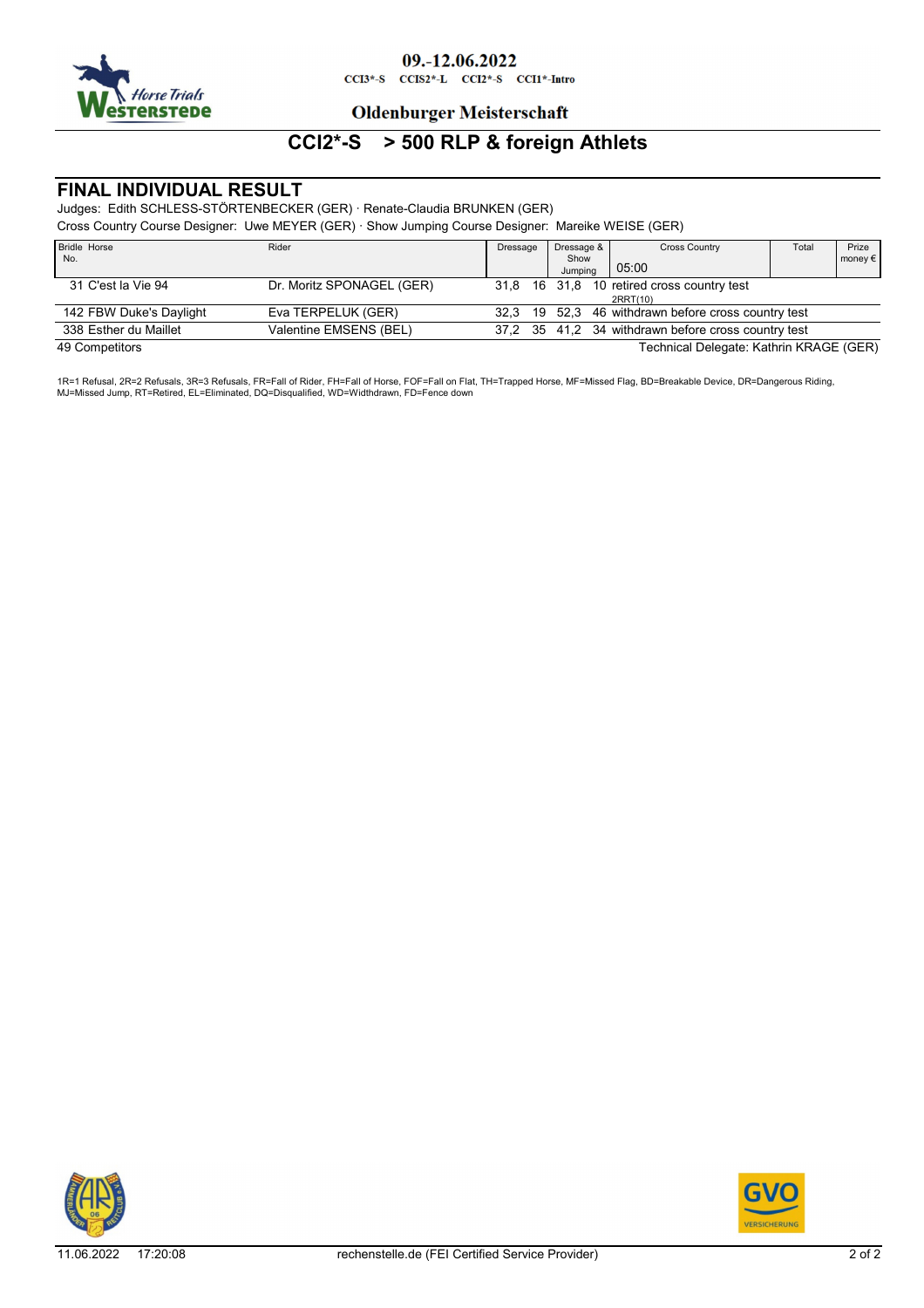09.-12.06.2022

CCI3*-S CCIS2*-L CCI2*-S CCI1*-Intro

Oldenburger Meisterschaft

## CCI2*-S > 500 RLP & foreign Athlets

# FINAL INDIVIDUAL RESULT

Judges: Edith SCHLESS-STÖRTENBECKER (GER) · Renate-Claudia BRUNKEN (GER)

Cross Country Course Designer: Uwe MEYER (GER) · Show Jumping Course Designer: Mareike WEISE (GER)

| Bridle No. | Horse | Rider | Dressage | | Dressage & Show Jumping | | Cross Country 05:00 | Total | Prize money € |
|---|---|---|---|---|---|---|---|---|---|
| 31 | C'est la Vie 94 | Dr. Moritz SPONAGEL (GER) | 31,8 | 16 | 31,8 | 10 | retired cross country test 2RRT(10) | | |
| 142 | FBW Duke's Daylight | Eva TERPELUK (GER) | 32,3 | 19 | 52,3 | 46 | withdrawn before cross country test | | |
| 338 | Esther du Maillet | Valentine EMSENS (BEL) | 37,2 | 35 | 41,2 | 34 | withdrawn before cross country test | | |

49 Competitors

Technical Delegate: Kathrin KRAGE (GER)

1R=1 Refusal, 2R=2 Refusals, 3R=3 Refusals, FR=Fall of Rider, FH=Fall of Horse, FOF=Fall on Flat, TH=Trapped Horse, MF=Missed Flag, BD=Breakable Device, DR=Dangerous Riding, MJ=Missed Jump, RT=Retired, EL=Eliminated, DQ=Disqualified, WD=Widthdrawn, FD=Fence down

11.06.2022 17:20:08 rechenstelle.de (FEI Certified Service Provider)